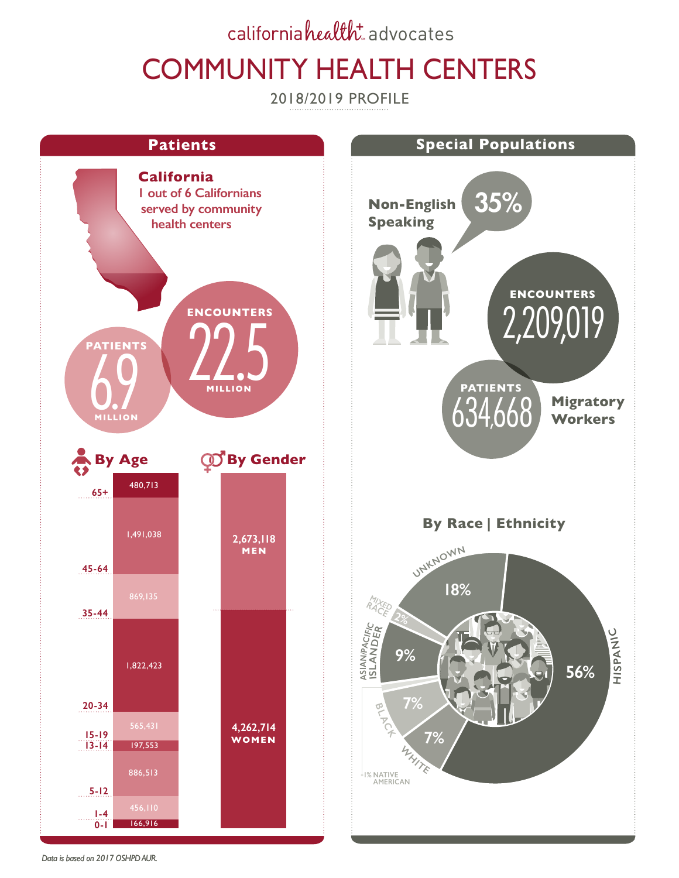californiahealth+ advocates

# COMMUNITY HEALTH CENTERS

2018/2019 PROFILE

## Patients

**California**
1 out of 6 Californians served by community health centers

**PATIENTS** 6.9 MILLION

**ENCOUNTERS** 22.5 MILLION

### By Age

| Age | Patients |
|---|---|
| 65+ | 480,713 |
| 45-64 | 1,491,038 |
| 35-44 | 869,135 |
| 20-34 | 1,822,423 |
| 15-19 | 565,431 |
| 13-14 | 197,553 |
| 5-12 | 886,513 |
| 1-4 | 456,110 |
| 0-1 | 166,916 |

### By Gender

| Gender | Patients |
|---|---|
| MEN | 2,673,118 |
| WOMEN | 4,262,714 |

## Special Populations

**Non-English Speaking** 35%

**Migratory Workers**

**ENCOUNTERS** 2,209,019

**PATIENTS** 634,668

### By Race | Ethnicity

| Race / Ethnicity | Percent |
|---|---|
| Hispanic | 56% |
| Unknown | 18% |
| Asian/Pacific Islander | 9% |
| Black | 7% |
| White | 7% |
| Mixed Race | 2% |
| Native American | 1% |

*Data is based on 2017 OSHPD AUR.*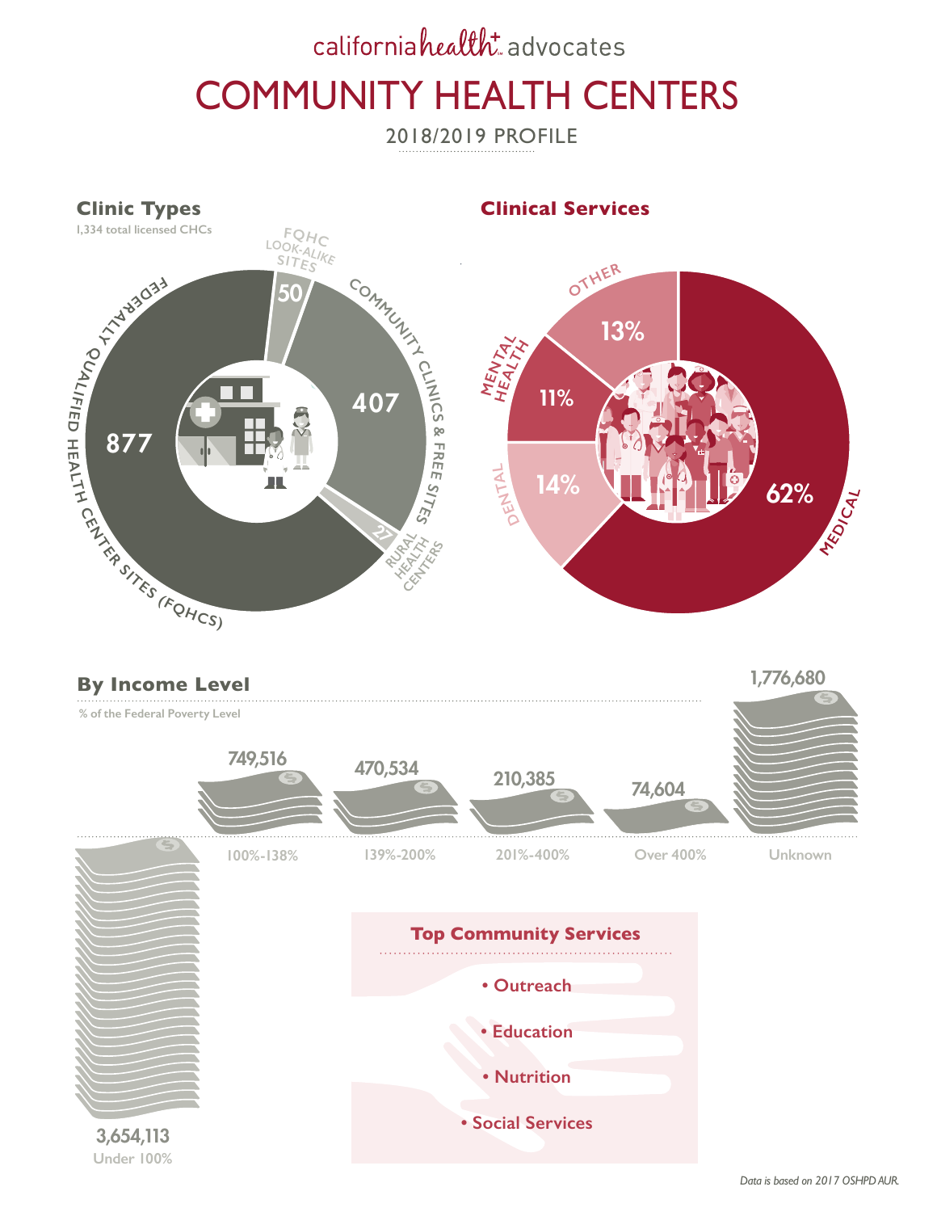california health advocates

# COMMUNITY HEALTH CENTERS

2018/2019 PROFILE

## Clinic Types

1,334 total licensed CHCs

FEDERALLY QUALIFIED HEALTH CENTER SITES (FQHCS)
877

FQHC LOOK-ALIKE SITES
50

COMMUNITY CLINICS & FREE SITES
407

RURAL HEALTH CENTERS
27

## Clinical Services

MEDICAL
62%

DENTAL
14%

MENTAL HEALTH
11%

OTHER
13%

## By Income Level

% of the Federal Poverty Level

3,654,113
Under 100%

749,516
100%-138%

470,534
139%-200%

210,385
201%-400%

74,604
Over 400%

1,776,680
Unknown

## Top Community Services

- Outreach
- Education
- Nutrition
- Social Services

*Data is based on 2017 OSHPD AUR.*